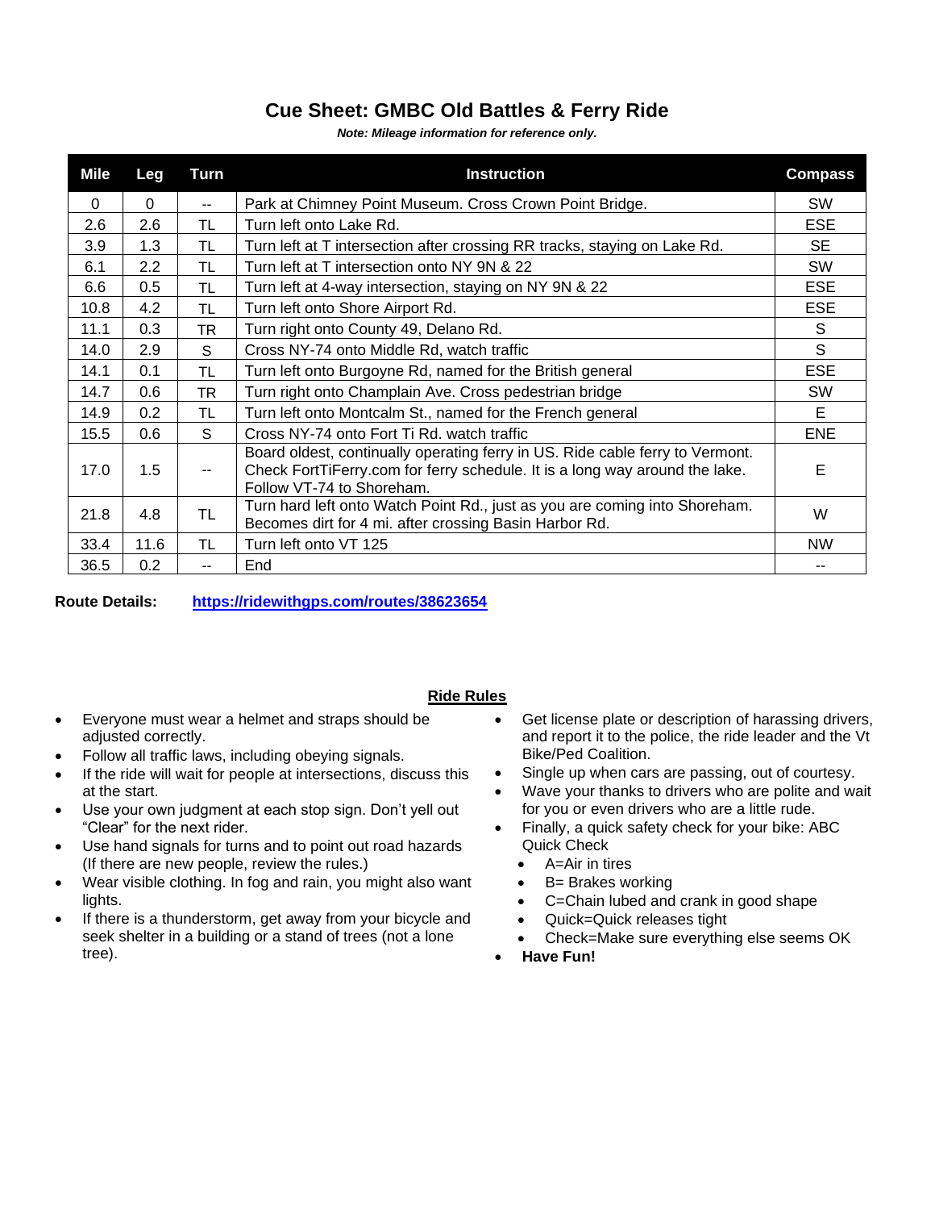# Cue Sheet: GMBC Old Battles & Ferry Ride

***Note: Mileage information for reference only.***

| Mile | Leg | Turn | Instruction | Compass |
|---|---|---|---|---|
| 0 | 0 | -- | Park at Chimney Point Museum. Cross Crown Point Bridge. | SW |
| 2.6 | 2.6 | TL | Turn left onto Lake Rd. | ESE |
| 3.9 | 1.3 | TL | Turn left at T intersection after crossing RR tracks, staying on Lake Rd. | SE |
| 6.1 | 2.2 | TL | Turn left at T intersection onto NY 9N & 22 | SW |
| 6.6 | 0.5 | TL | Turn left at 4-way intersection, staying on NY 9N & 22 | ESE |
| 10.8 | 4.2 | TL | Turn left onto Shore Airport Rd. | ESE |
| 11.1 | 0.3 | TR | Turn right onto County 49, Delano Rd. | S |
| 14.0 | 2.9 | S | Cross NY-74 onto Middle Rd, watch traffic | S |
| 14.1 | 0.1 | TL | Turn left onto Burgoyne Rd, named for the British general | ESE |
| 14.7 | 0.6 | TR | Turn right onto Champlain Ave. Cross pedestrian bridge | SW |
| 14.9 | 0.2 | TL | Turn left onto Montcalm St., named for the French general | E |
| 15.5 | 0.6 | S | Cross NY-74 onto Fort Ti Rd. watch traffic | ENE |
| 17.0 | 1.5 | -- | Board oldest, continually operating ferry in US. Ride cable ferry to Vermont. Check FortTiFerry.com for ferry schedule. It is a long way around the lake. Follow VT-74 to Shoreham. | E |
| 21.8 | 4.8 | TL | Turn hard left onto Watch Point Rd., just as you are coming into Shoreham. Becomes dirt for 4 mi. after crossing Basin Harbor Rd. | W |
| 33.4 | 11.6 | TL | Turn left onto VT 125 | NW |
| 36.5 | 0.2 | -- | End | -- |

**Route Details:** https://ridewithgps.com/routes/38623654

## Ride Rules

- Everyone must wear a helmet and straps should be adjusted correctly.
- Follow all traffic laws, including obeying signals.
- If the ride will wait for people at intersections, discuss this at the start.
- Use your own judgment at each stop sign. Don't yell out "Clear" for the next rider.
- Use hand signals for turns and to point out road hazards (If there are new people, review the rules.)
- Wear visible clothing. In fog and rain, you might also want lights.
- If there is a thunderstorm, get away from your bicycle and seek shelter in a building or a stand of trees (not a lone tree).
- Get license plate or description of harassing drivers, and report it to the police, the ride leader and the Vt Bike/Ped Coalition.
- Single up when cars are passing, out of courtesy.
- Wave your thanks to drivers who are polite and wait for you or even drivers who are a little rude.
- Finally, a quick safety check for your bike: ABC Quick Check
  - A=Air in tires
  - B= Brakes working
  - C=Chain lubed and crank in good shape
  - Quick=Quick releases tight
  - Check=Make sure everything else seems OK
- **Have Fun!**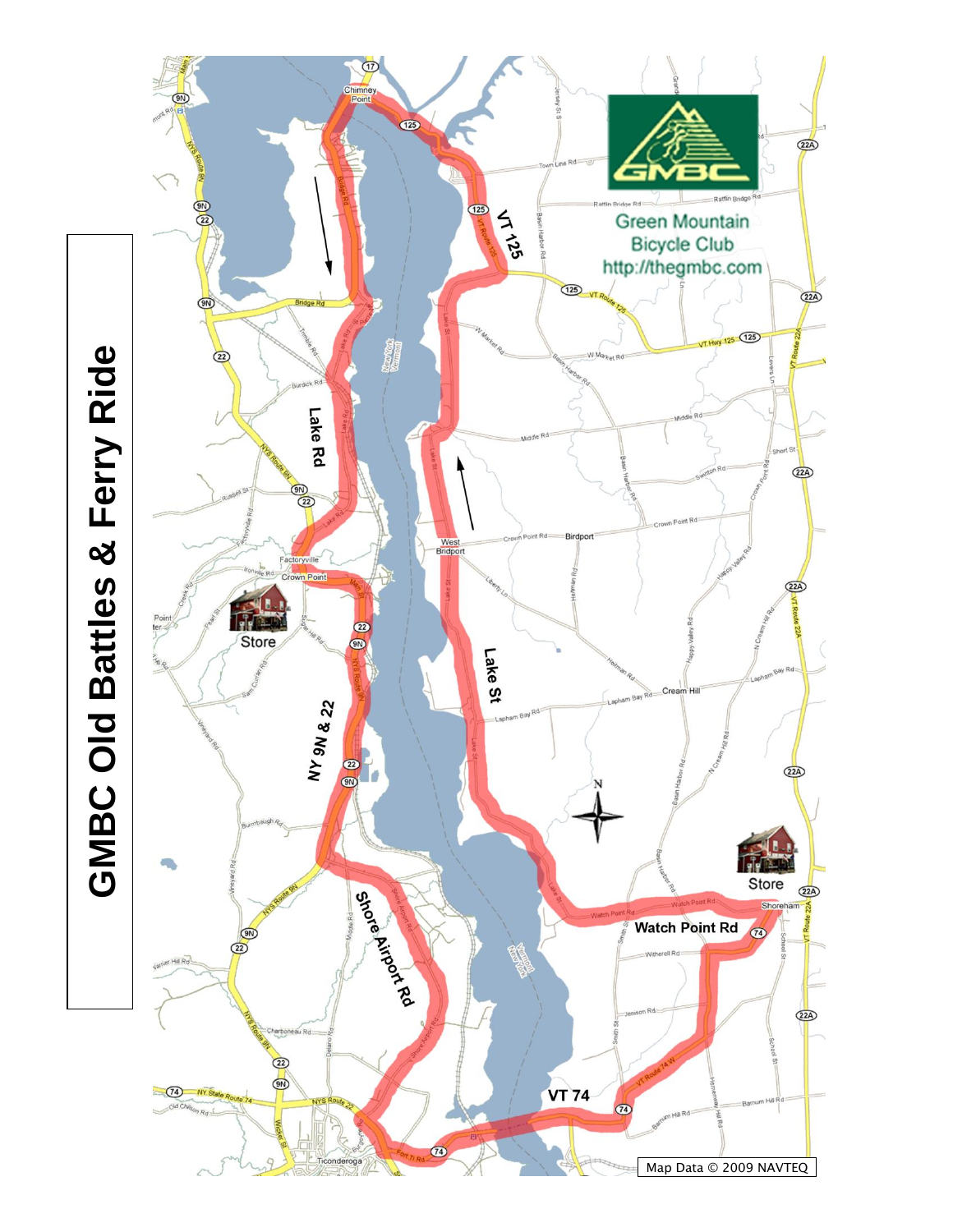# GMBC Old Battles & Ferry Ride

Green Mountain Bicycle Club
http://thegmbc.com

VT 125

Lake Rd

Lake St

NY 9N & 22

Shore Airport Rd

Watch Point Rd

VT 74

Store

Store

Chimney Point

West Bridport

Birdport

Crown Point

Factoryville

Cream Hill

Shoreham

Ticonderoga

Map Data © 2009 NAVTEQ